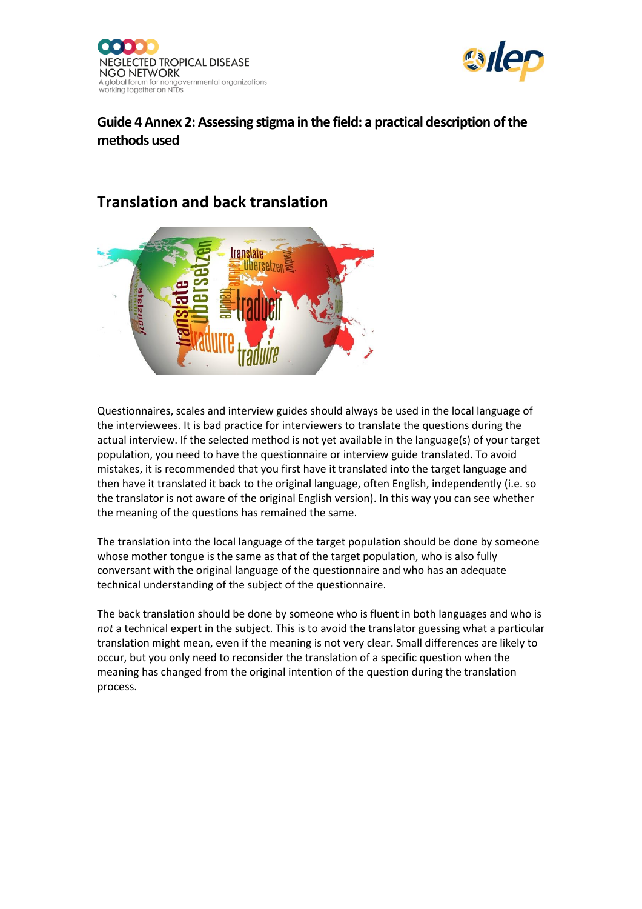NEGLECTED TROPICAL DISEASE NGO NETWORK
A global forum for nongovernmental organizations working together on NTDs

# Guide 4 Annex 2: Assessing stigma in the field: a practical description of the methods used

## Translation and back translation

Questionnaires, scales and interview guides should always be used in the local language of the interviewees. It is bad practice for interviewers to translate the questions during the actual interview. If the selected method is not yet available in the language(s) of your target population, you need to have the questionnaire or interview guide translated. To avoid mistakes, it is recommended that you first have it translated into the target language and then have it translated it back to the original language, often English, independently (i.e. so the translator is not aware of the original English version). In this way you can see whether the meaning of the questions has remained the same.

The translation into the local language of the target population should be done by someone whose mother tongue is the same as that of the target population, who is also fully conversant with the original language of the questionnaire and who has an adequate technical understanding of the subject of the questionnaire.

The back translation should be done by someone who is fluent in both languages and who is *not* a technical expert in the subject. This is to avoid the translator guessing what a particular translation might mean, even if the meaning is not very clear. Small differences are likely to occur, but you only need to reconsider the translation of a specific question when the meaning has changed from the original intention of the question during the translation process.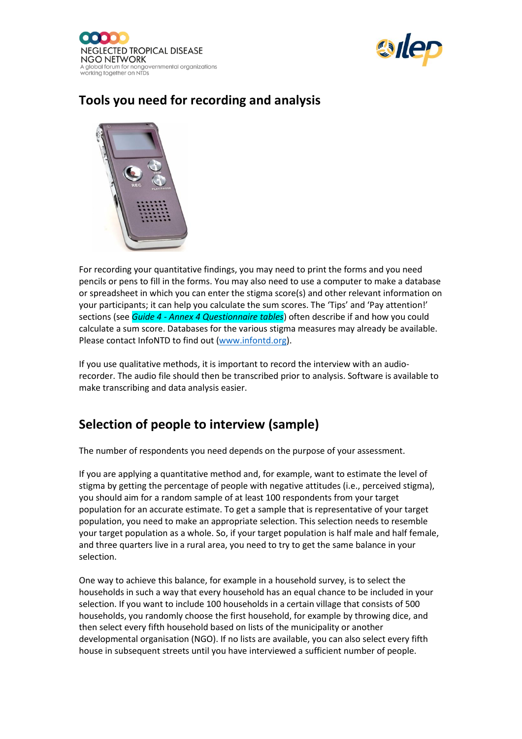## Tools you need for recording and analysis

For recording your quantitative findings, you may need to print the forms and you need pencils or pens to fill in the forms. You may also need to use a computer to make a database or spreadsheet in which you can enter the stigma score(s) and other relevant information on your participants; it can help you calculate the sum scores. The 'Tips' and 'Pay attention!' sections (see *Guide 4 - Annex 4 Questionnaire tables*) often describe if and how you could calculate a sum score. Databases for the various stigma measures may already be available. Please contact InfoNTD to find out (www.infontd.org).

If you use qualitative methods, it is important to record the interview with an audio-recorder. The audio file should then be transcribed prior to analysis. Software is available to make transcribing and data analysis easier.

## Selection of people to interview (sample)

The number of respondents you need depends on the purpose of your assessment.

If you are applying a quantitative method and, for example, want to estimate the level of stigma by getting the percentage of people with negative attitudes (i.e., perceived stigma), you should aim for a random sample of at least 100 respondents from your target population for an accurate estimate. To get a sample that is representative of your target population, you need to make an appropriate selection. This selection needs to resemble your target population as a whole. So, if your target population is half male and half female, and three quarters live in a rural area, you need to try to get the same balance in your selection.

One way to achieve this balance, for example in a household survey, is to select the households in such a way that every household has an equal chance to be included in your selection. If you want to include 100 households in a certain village that consists of 500 households, you randomly choose the first household, for example by throwing dice, and then select every fifth household based on lists of the municipality or another developmental organisation (NGO). If no lists are available, you can also select every fifth house in subsequent streets until you have interviewed a sufficient number of people.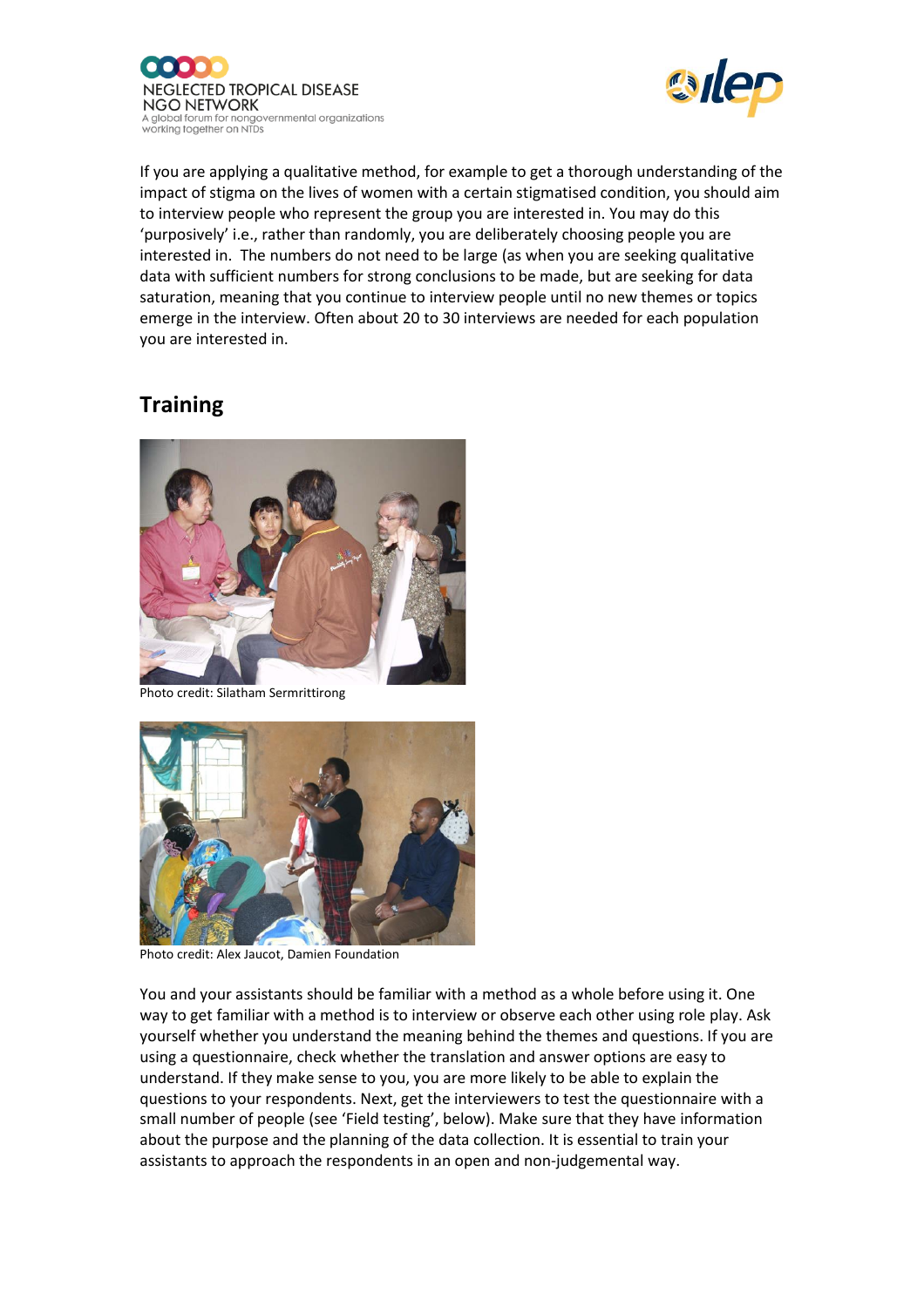If you are applying a qualitative method, for example to get a thorough understanding of the impact of stigma on the lives of women with a certain stigmatised condition, you should aim to interview people who represent the group you are interested in. You may do this 'purposively' i.e., rather than randomly, you are deliberately choosing people you are interested in. The numbers do not need to be large (as when you are seeking qualitative data with sufficient numbers for strong conclusions to be made, but are seeking for data saturation, meaning that you continue to interview people until no new themes or topics emerge in the interview. Often about 20 to 30 interviews are needed for each population you are interested in.

## Training

Photo credit: Silatham Sermrittirong

Photo credit: Alex Jaucot, Damien Foundation

You and your assistants should be familiar with a method as a whole before using it. One way to get familiar with a method is to interview or observe each other using role play. Ask yourself whether you understand the meaning behind the themes and questions. If you are using a questionnaire, check whether the translation and answer options are easy to understand. If they make sense to you, you are more likely to be able to explain the questions to your respondents. Next, get the interviewers to test the questionnaire with a small number of people (see 'Field testing', below). Make sure that they have information about the purpose and the planning of the data collection. It is essential to train your assistants to approach the respondents in an open and non-judgemental way.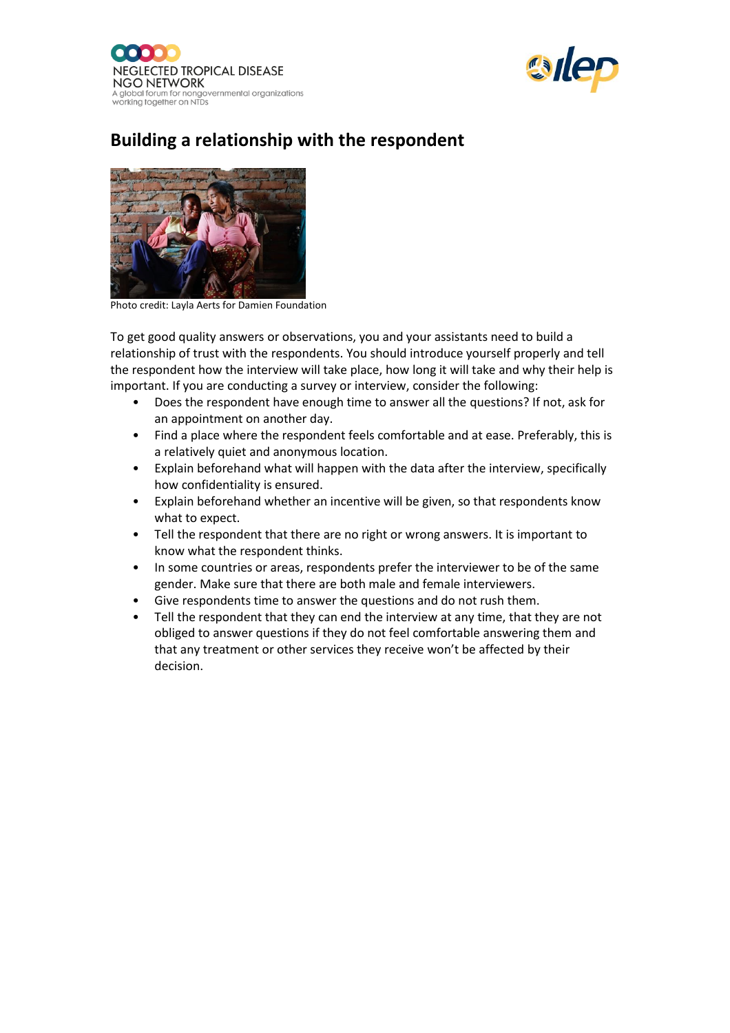## Building a relationship with the respondent

Photo credit: Layla Aerts for Damien Foundation

To get good quality answers or observations, you and your assistants need to build a relationship of trust with the respondents. You should introduce yourself properly and tell the respondent how the interview will take place, how long it will take and why their help is important. If you are conducting a survey or interview, consider the following:

- Does the respondent have enough time to answer all the questions? If not, ask for an appointment on another day.
- Find a place where the respondent feels comfortable and at ease. Preferably, this is a relatively quiet and anonymous location.
- Explain beforehand what will happen with the data after the interview, specifically how confidentiality is ensured.
- Explain beforehand whether an incentive will be given, so that respondents know what to expect.
- Tell the respondent that there are no right or wrong answers. It is important to know what the respondent thinks.
- In some countries or areas, respondents prefer the interviewer to be of the same gender. Make sure that there are both male and female interviewers.
- Give respondents time to answer the questions and do not rush them.
- Tell the respondent that they can end the interview at any time, that they are not obliged to answer questions if they do not feel comfortable answering them and that any treatment or other services they receive won't be affected by their decision.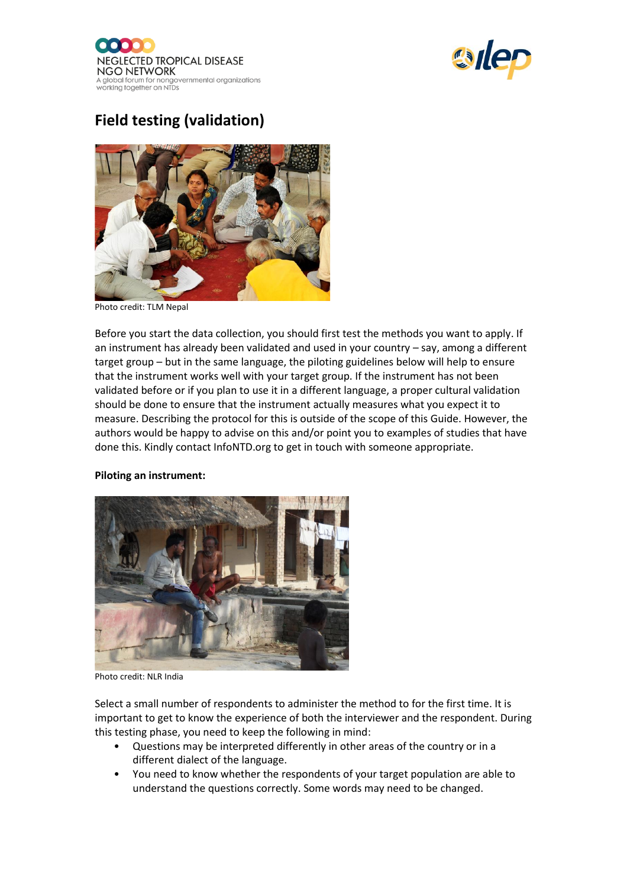# Field testing (validation)

Photo credit: TLM Nepal

Before you start the data collection, you should first test the methods you want to apply. If an instrument has already been validated and used in your country – say, among a different target group – but in the same language, the piloting guidelines below will help to ensure that the instrument works well with your target group. If the instrument has not been validated before or if you plan to use it in a different language, a proper cultural validation should be done to ensure that the instrument actually measures what you expect it to measure. Describing the protocol for this is outside of the scope of this Guide. However, the authors would be happy to advise on this and/or point you to examples of studies that have done this. Kindly contact InfoNTD.org to get in touch with someone appropriate.

**Piloting an instrument:**

Photo credit: NLR India

Select a small number of respondents to administer the method to for the first time. It is important to get to know the experience of both the interviewer and the respondent. During this testing phase, you need to keep the following in mind:

- Questions may be interpreted differently in other areas of the country or in a different dialect of the language.
- You need to know whether the respondents of your target population are able to understand the questions correctly. Some words may need to be changed.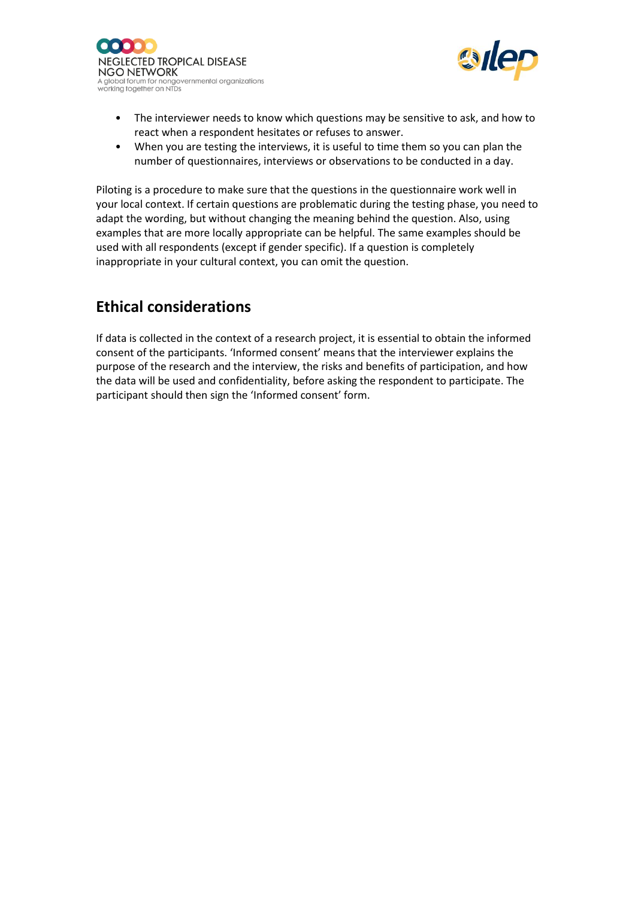- The interviewer needs to know which questions may be sensitive to ask, and how to react when a respondent hesitates or refuses to answer.
- When you are testing the interviews, it is useful to time them so you can plan the number of questionnaires, interviews or observations to be conducted in a day.

Piloting is a procedure to make sure that the questions in the questionnaire work well in your local context. If certain questions are problematic during the testing phase, you need to adapt the wording, but without changing the meaning behind the question. Also, using examples that are more locally appropriate can be helpful. The same examples should be used with all respondents (except if gender specific). If a question is completely inappropriate in your cultural context, you can omit the question.

## Ethical considerations

If data is collected in the context of a research project, it is essential to obtain the informed consent of the participants. 'Informed consent' means that the interviewer explains the purpose of the research and the interview, the risks and benefits of participation, and how the data will be used and confidentiality, before asking the respondent to participate. The participant should then sign the 'Informed consent' form.